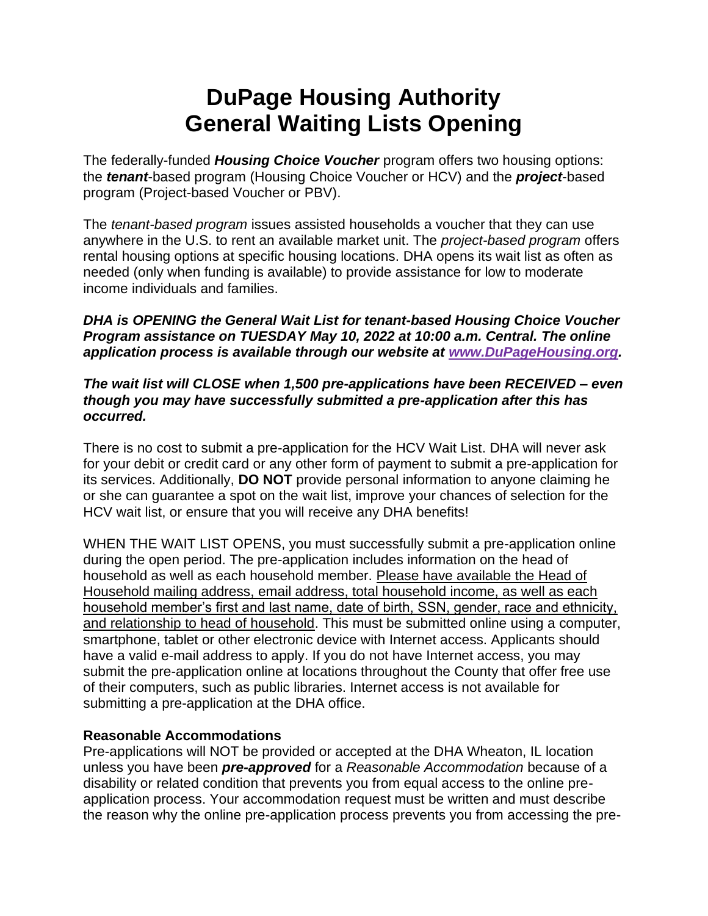# DuPage Housing Authority
# General Waiting Lists Opening

The federally-funded ***Housing Choice Voucher*** program offers two housing options: the ***tenant***-based program (Housing Choice Voucher or HCV) and the ***project***-based program (Project-based Voucher or PBV).

The *tenant-based program* issues assisted households a voucher that they can use anywhere in the U.S. to rent an available market unit. The *project-based program* offers rental housing options at specific housing locations. DHA opens its wait list as often as needed (only when funding is available) to provide assistance for low to moderate income individuals and families.

***DHA is OPENING the General Wait List for tenant-based Housing Choice Voucher Program assistance on TUESDAY May 10, 2022 at 10:00 a.m. Central. The online application process is available through our website at [www.DuPageHousing.org](http://www.DuPageHousing.org).***

***The wait list will CLOSE when 1,500 pre-applications have been RECEIVED – even though you may have successfully submitted a pre-application after this has occurred.***

There is no cost to submit a pre-application for the HCV Wait List. DHA will never ask for your debit or credit card or any other form of payment to submit a pre-application for its services. Additionally, **DO NOT** provide personal information to anyone claiming he or she can guarantee a spot on the wait list, improve your chances of selection for the HCV wait list, or ensure that you will receive any DHA benefits!

WHEN THE WAIT LIST OPENS, you must successfully submit a pre-application online during the open period. The pre-application includes information on the head of household as well as each household member. Please have available the Head of Household mailing address, email address, total household income, as well as each household member's first and last name, date of birth, SSN, gender, race and ethnicity, and relationship to head of household. This must be submitted online using a computer, smartphone, tablet or other electronic device with Internet access. Applicants should have a valid e-mail address to apply. If you do not have Internet access, you may submit the pre-application online at locations throughout the County that offer free use of their computers, such as public libraries. Internet access is not available for submitting a pre-application at the DHA office.

**Reasonable Accommodations**

Pre-applications will NOT be provided or accepted at the DHA Wheaton, IL location unless you have been ***pre-approved*** for a *Reasonable Accommodation* because of a disability or related condition that prevents you from equal access to the online pre-application process. Your accommodation request must be written and must describe the reason why the online pre-application process prevents you from accessing the pre-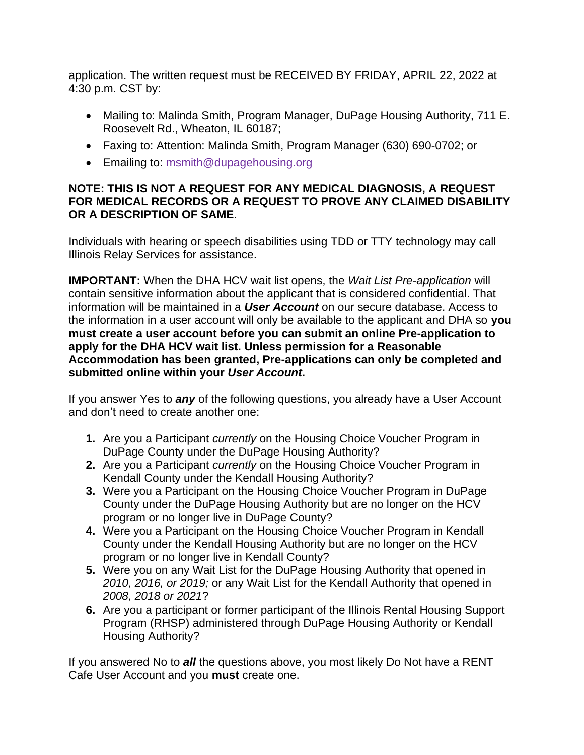application. The written request must be RECEIVED BY FRIDAY, APRIL 22, 2022 at 4:30 p.m. CST by:

- Mailing to: Malinda Smith, Program Manager, DuPage Housing Authority, 711 E. Roosevelt Rd., Wheaton, IL 60187;
- Faxing to: Attention: Malinda Smith, Program Manager (630) 690-0702; or
- Emailing to: msmith@dupagehousing.org

**NOTE: THIS IS NOT A REQUEST FOR ANY MEDICAL DIAGNOSIS, A REQUEST FOR MEDICAL RECORDS OR A REQUEST TO PROVE ANY CLAIMED DISABILITY OR A DESCRIPTION OF SAME**.

Individuals with hearing or speech disabilities using TDD or TTY technology may call Illinois Relay Services for assistance.

**IMPORTANT:** When the DHA HCV wait list opens, the *Wait List Pre-application* will contain sensitive information about the applicant that is considered confidential. That information will be maintained in a ***User Account*** on our secure database. Access to the information in a user account will only be available to the applicant and DHA so **you must create a user account before you can submit an online Pre-application to apply for the DHA HCV wait list. Unless permission for a Reasonable Accommodation has been granted, Pre-applications can only be completed and submitted online within your *User Account*.**

If you answer Yes to ***any*** of the following questions, you already have a User Account and don't need to create another one:

1. Are you a Participant *currently* on the Housing Choice Voucher Program in DuPage County under the DuPage Housing Authority?
2. Are you a Participant *currently* on the Housing Choice Voucher Program in Kendall County under the Kendall Housing Authority?
3. Were you a Participant on the Housing Choice Voucher Program in DuPage County under the DuPage Housing Authority but are no longer on the HCV program or no longer live in DuPage County?
4. Were you a Participant on the Housing Choice Voucher Program in Kendall County under the Kendall Housing Authority but are no longer on the HCV program or no longer live in Kendall County?
5. Were you on any Wait List for the DuPage Housing Authority that opened in *2010, 2016, or 2019;* or any Wait List for the Kendall Authority that opened in *2008, 2018 or 2021*?
6. Are you a participant or former participant of the Illinois Rental Housing Support Program (RHSP) administered through DuPage Housing Authority or Kendall Housing Authority?

If you answered No to ***all*** the questions above, you most likely Do Not have a RENT Cafe User Account and you **must** create one.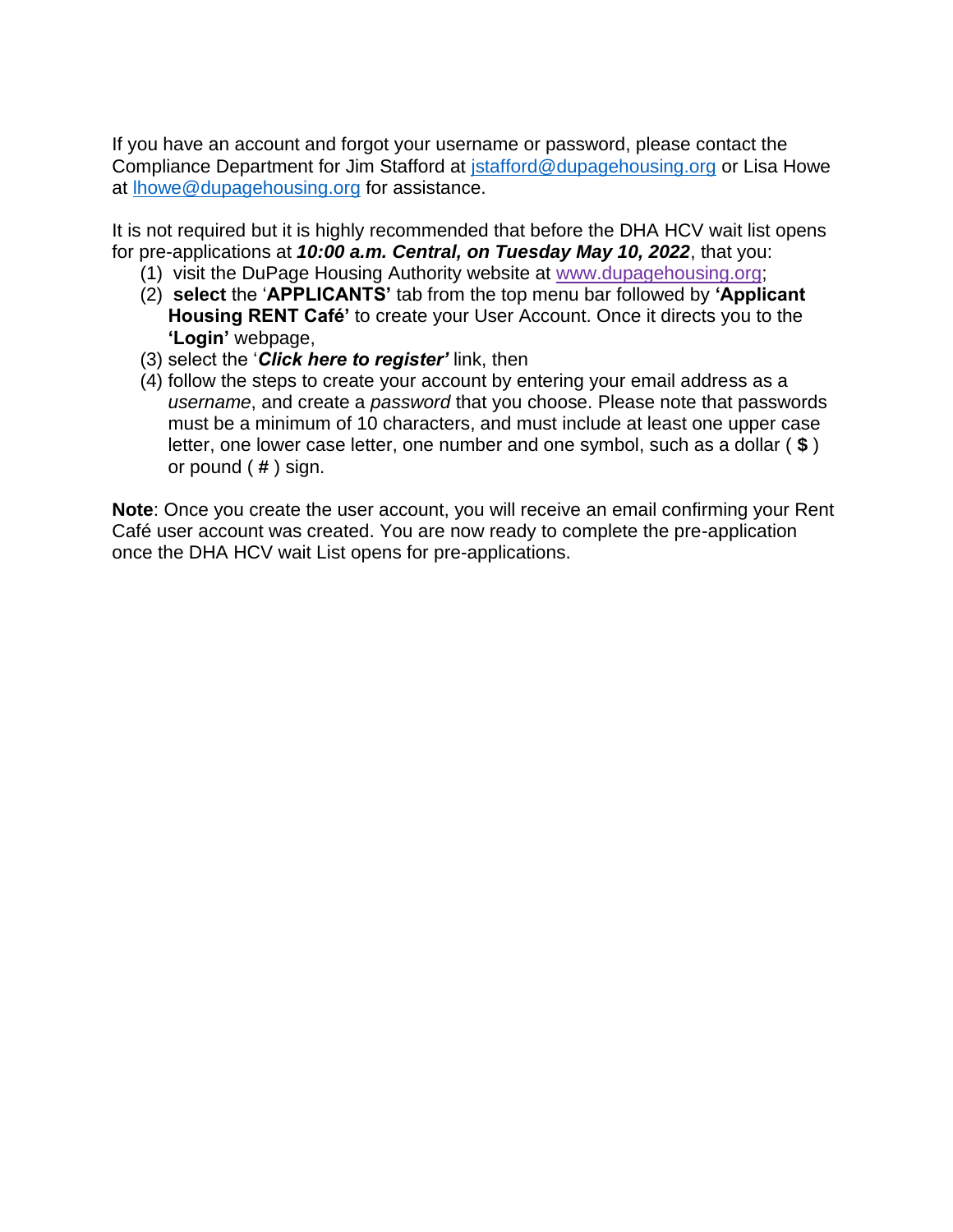If you have an account and forgot your username or password, please contact the Compliance Department for Jim Stafford at jstafford@dupagehousing.org or Lisa Howe at lhowe@dupagehousing.org for assistance.

It is not required but it is highly recommended that before the DHA HCV wait list opens for pre-applications at ***10:00 a.m. Central, on Tuesday May 10, 2022***, that you:

(1) visit the DuPage Housing Authority website at www.dupagehousing.org;
(2) **select** the '**APPLICANTS'** tab from the top menu bar followed by **'Applicant Housing RENT Café'** to create your User Account. Once it directs you to the **'Login'** webpage,
(3) select the '***Click here to register'*** link, then
(4) follow the steps to create your account by entering your email address as a *username*, and create a *password* that you choose. Please note that passwords must be a minimum of 10 characters, and must include at least one upper case letter, one lower case letter, one number and one symbol, such as a dollar ( **$** ) or pound ( **#** ) sign.

**Note**: Once you create the user account, you will receive an email confirming your Rent Café user account was created. You are now ready to complete the pre-application once the DHA HCV wait List opens for pre-applications.